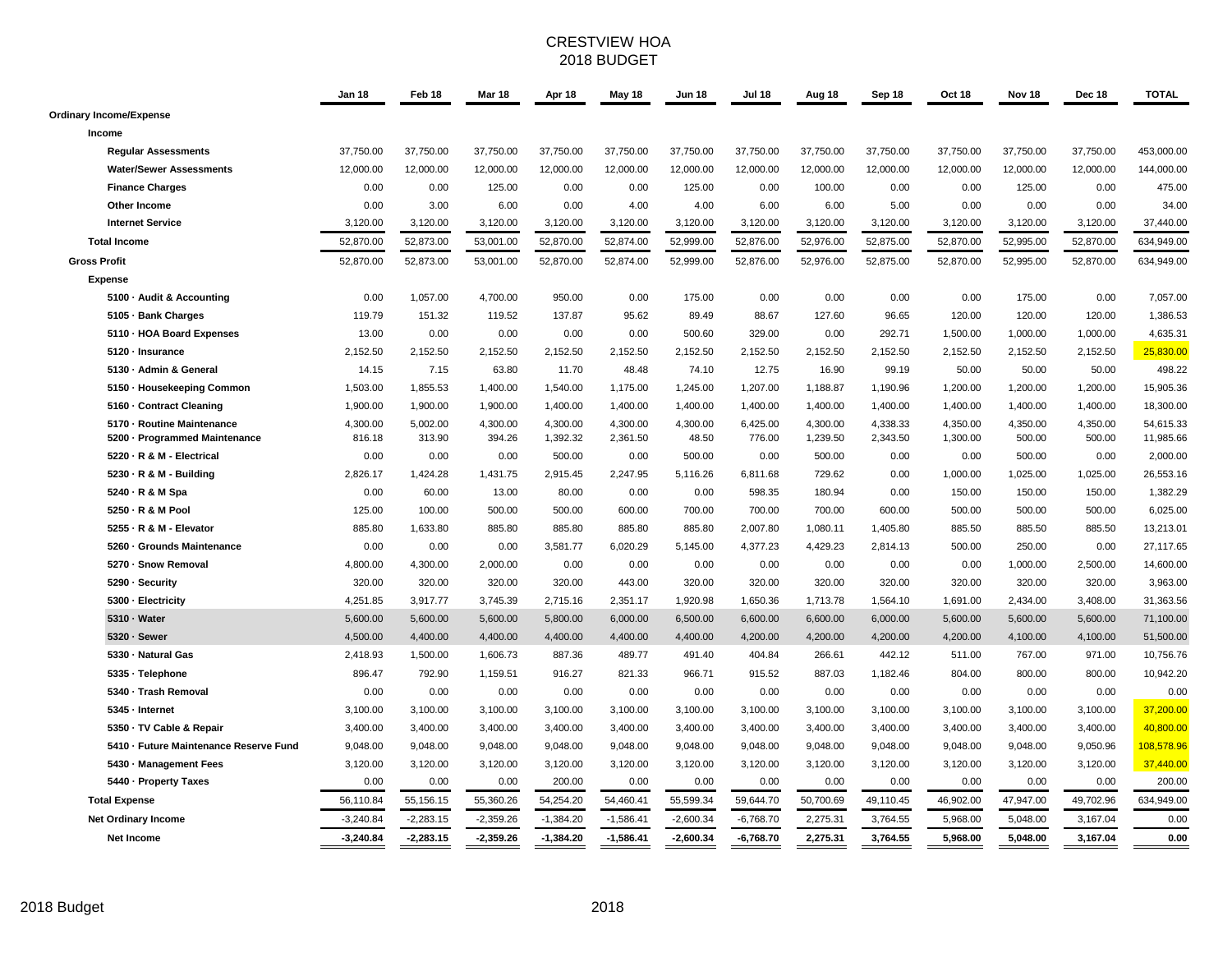# CRESTVIEW HOA
## 2018 BUDGET

| | Jan 18 | Feb 18 | Mar 18 | Apr 18 | May 18 | Jun 18 | Jul 18 | Aug 18 | Sep 18 | Oct 18 | Nov 18 | Dec 18 | TOTAL |
|---|---|---|---|---|---|---|---|---|---|---|---|---|---|
| **Ordinary Income/Expense** | | | | | | | | | | | | | |
| **Income** | | | | | | | | | | | | | |
| **Regular Assessments** | 37,750.00 | 37,750.00 | 37,750.00 | 37,750.00 | 37,750.00 | 37,750.00 | 37,750.00 | 37,750.00 | 37,750.00 | 37,750.00 | 37,750.00 | 37,750.00 | 453,000.00 |
| **Water/Sewer Assessments** | 12,000.00 | 12,000.00 | 12,000.00 | 12,000.00 | 12,000.00 | 12,000.00 | 12,000.00 | 12,000.00 | 12,000.00 | 12,000.00 | 12,000.00 | 12,000.00 | 144,000.00 |
| **Finance Charges** | 0.00 | 0.00 | 125.00 | 0.00 | 0.00 | 125.00 | 0.00 | 100.00 | 0.00 | 0.00 | 125.00 | 0.00 | 475.00 |
| **Other Income** | 0.00 | 3.00 | 6.00 | 0.00 | 4.00 | 4.00 | 6.00 | 6.00 | 5.00 | 0.00 | 0.00 | 0.00 | 34.00 |
| **Internet Service** | 3,120.00 | 3,120.00 | 3,120.00 | 3,120.00 | 3,120.00 | 3,120.00 | 3,120.00 | 3,120.00 | 3,120.00 | 3,120.00 | 3,120.00 | 3,120.00 | 37,440.00 |
| **Total Income** | 52,870.00 | 52,873.00 | 53,001.00 | 52,870.00 | 52,874.00 | 52,999.00 | 52,876.00 | 52,976.00 | 52,875.00 | 52,870.00 | 52,995.00 | 52,870.00 | 634,949.00 |
| **Gross Profit** | 52,870.00 | 52,873.00 | 53,001.00 | 52,870.00 | 52,874.00 | 52,999.00 | 52,876.00 | 52,976.00 | 52,875.00 | 52,870.00 | 52,995.00 | 52,870.00 | 634,949.00 |
| **Expense** | | | | | | | | | | | | | |
| **5100 · Audit & Accounting** | 0.00 | 1,057.00 | 4,700.00 | 950.00 | 0.00 | 175.00 | 0.00 | 0.00 | 0.00 | 0.00 | 175.00 | 0.00 | 7,057.00 |
| **5105 · Bank Charges** | 119.79 | 151.32 | 119.52 | 137.87 | 95.62 | 89.49 | 88.67 | 127.60 | 96.65 | 120.00 | 120.00 | 120.00 | 1,386.53 |
| **5110 · HOA Board Expenses** | 13.00 | 0.00 | 0.00 | 0.00 | 0.00 | 500.60 | 329.00 | 0.00 | 292.71 | 1,500.00 | 1,000.00 | 1,000.00 | 4,635.31 |
| **5120 · Insurance** | 2,152.50 | 2,152.50 | 2,152.50 | 2,152.50 | 2,152.50 | 2,152.50 | 2,152.50 | 2,152.50 | 2,152.50 | 2,152.50 | 2,152.50 | 2,152.50 | 25,830.00 |
| **5130 · Admin & General** | 14.15 | 7.15 | 63.80 | 11.70 | 48.48 | 74.10 | 12.75 | 16.90 | 99.19 | 50.00 | 50.00 | 50.00 | 498.22 |
| **5150 · Housekeeping Common** | 1,503.00 | 1,855.53 | 1,400.00 | 1,540.00 | 1,175.00 | 1,245.00 | 1,207.00 | 1,188.87 | 1,190.96 | 1,200.00 | 1,200.00 | 1,200.00 | 15,905.36 |
| **5160 · Contract Cleaning** | 1,900.00 | 1,900.00 | 1,900.00 | 1,400.00 | 1,400.00 | 1,400.00 | 1,400.00 | 1,400.00 | 1,400.00 | 1,400.00 | 1,400.00 | 1,400.00 | 18,300.00 |
| **5170 · Routine Maintenance** | 4,300.00 | 5,002.00 | 4,300.00 | 4,300.00 | 4,300.00 | 4,300.00 | 6,425.00 | 4,300.00 | 4,338.33 | 4,350.00 | 4,350.00 | 4,350.00 | 54,615.33 |
| **5200 · Programmed Maintenance** | 816.18 | 313.90 | 394.26 | 1,392.32 | 2,361.50 | 48.50 | 776.00 | 1,239.50 | 2,343.50 | 1,300.00 | 500.00 | 500.00 | 11,985.66 |
| **5220 · R & M - Electrical** | 0.00 | 0.00 | 0.00 | 500.00 | 0.00 | 500.00 | 0.00 | 500.00 | 0.00 | 0.00 | 500.00 | 0.00 | 2,000.00 |
| **5230 · R & M - Building** | 2,826.17 | 1,424.28 | 1,431.75 | 2,915.45 | 2,247.95 | 5,116.26 | 6,811.68 | 729.62 | 0.00 | 1,000.00 | 1,025.00 | 1,025.00 | 26,553.16 |
| **5240 · R & M Spa** | 0.00 | 60.00 | 13.00 | 80.00 | 0.00 | 0.00 | 598.35 | 180.94 | 0.00 | 150.00 | 150.00 | 150.00 | 1,382.29 |
| **5250 · R & M Pool** | 125.00 | 100.00 | 500.00 | 500.00 | 600.00 | 700.00 | 700.00 | 700.00 | 600.00 | 500.00 | 500.00 | 500.00 | 6,025.00 |
| **5255 · R & M - Elevator** | 885.80 | 1,633.80 | 885.80 | 885.80 | 885.80 | 885.80 | 2,007.80 | 1,080.11 | 1,405.80 | 885.50 | 885.50 | 885.50 | 13,213.01 |
| **5260 · Grounds Maintenance** | 0.00 | 0.00 | 0.00 | 3,581.77 | 6,020.29 | 5,145.00 | 4,377.23 | 4,429.23 | 2,814.13 | 500.00 | 250.00 | 0.00 | 27,117.65 |
| **5270 · Snow Removal** | 4,800.00 | 4,300.00 | 2,000.00 | 0.00 | 0.00 | 0.00 | 0.00 | 0.00 | 0.00 | 0.00 | 1,000.00 | 2,500.00 | 14,600.00 |
| **5290 · Security** | 320.00 | 320.00 | 320.00 | 320.00 | 443.00 | 320.00 | 320.00 | 320.00 | 320.00 | 320.00 | 320.00 | 320.00 | 3,963.00 |
| **5300 · Electricity** | 4,251.85 | 3,917.77 | 3,745.39 | 2,715.16 | 2,351.17 | 1,920.98 | 1,650.36 | 1,713.78 | 1,564.10 | 1,691.00 | 2,434.00 | 3,408.00 | 31,363.56 |
| **5310 · Water** | 5,600.00 | 5,600.00 | 5,600.00 | 5,800.00 | 6,000.00 | 6,500.00 | 6,600.00 | 6,600.00 | 6,000.00 | 5,600.00 | 5,600.00 | 5,600.00 | 71,100.00 |
| **5320 · Sewer** | 4,500.00 | 4,400.00 | 4,400.00 | 4,400.00 | 4,400.00 | 4,400.00 | 4,200.00 | 4,200.00 | 4,200.00 | 4,200.00 | 4,100.00 | 4,100.00 | 51,500.00 |
| **5330 · Natural Gas** | 2,418.93 | 1,500.00 | 1,606.73 | 887.36 | 489.77 | 491.40 | 404.84 | 266.61 | 442.12 | 511.00 | 767.00 | 971.00 | 10,756.76 |
| **5335 · Telephone** | 896.47 | 792.90 | 1,159.51 | 916.27 | 821.33 | 966.71 | 915.52 | 887.03 | 1,182.46 | 804.00 | 800.00 | 800.00 | 10,942.20 |
| **5340 · Trash Removal** | 0.00 | 0.00 | 0.00 | 0.00 | 0.00 | 0.00 | 0.00 | 0.00 | 0.00 | 0.00 | 0.00 | 0.00 | 0.00 |
| **5345 · Internet** | 3,100.00 | 3,100.00 | 3,100.00 | 3,100.00 | 3,100.00 | 3,100.00 | 3,100.00 | 3,100.00 | 3,100.00 | 3,100.00 | 3,100.00 | 3,100.00 | 37,200.00 |
| **5350 · TV Cable & Repair** | 3,400.00 | 3,400.00 | 3,400.00 | 3,400.00 | 3,400.00 | 3,400.00 | 3,400.00 | 3,400.00 | 3,400.00 | 3,400.00 | 3,400.00 | 3,400.00 | 40,800.00 |
| **5410 · Future Maintenance Reserve Fund** | 9,048.00 | 9,048.00 | 9,048.00 | 9,048.00 | 9,048.00 | 9,048.00 | 9,048.00 | 9,048.00 | 9,048.00 | 9,048.00 | 9,048.00 | 9,050.96 | 108,578.96 |
| **5430 · Management Fees** | 3,120.00 | 3,120.00 | 3,120.00 | 3,120.00 | 3,120.00 | 3,120.00 | 3,120.00 | 3,120.00 | 3,120.00 | 3,120.00 | 3,120.00 | 3,120.00 | 37,440.00 |
| **5440 · Property Taxes** | 0.00 | 0.00 | 0.00 | 200.00 | 0.00 | 0.00 | 0.00 | 0.00 | 0.00 | 0.00 | 0.00 | 0.00 | 200.00 |
| **Total Expense** | 56,110.84 | 55,156.15 | 55,360.26 | 54,254.20 | 54,460.41 | 55,599.34 | 59,644.70 | 50,700.69 | 49,110.45 | 46,902.00 | 47,947.00 | 49,702.96 | 634,949.00 |
| **Net Ordinary Income** | -3,240.84 | -2,283.15 | -2,359.26 | -1,384.20 | -1,586.41 | -2,600.34 | -6,768.70 | 2,275.31 | 3,764.55 | 5,968.00 | 5,048.00 | 3,167.04 | 0.00 |
| **Net Income** | **-3,240.84** | **-2,283.15** | **-2,359.26** | **-1,384.20** | **-1,586.41** | **-2,600.34** | **-6,768.70** | **2,275.31** | **3,764.55** | **5,968.00** | **5,048.00** | **3,167.04** | **0.00** |

2018 Budget　　2018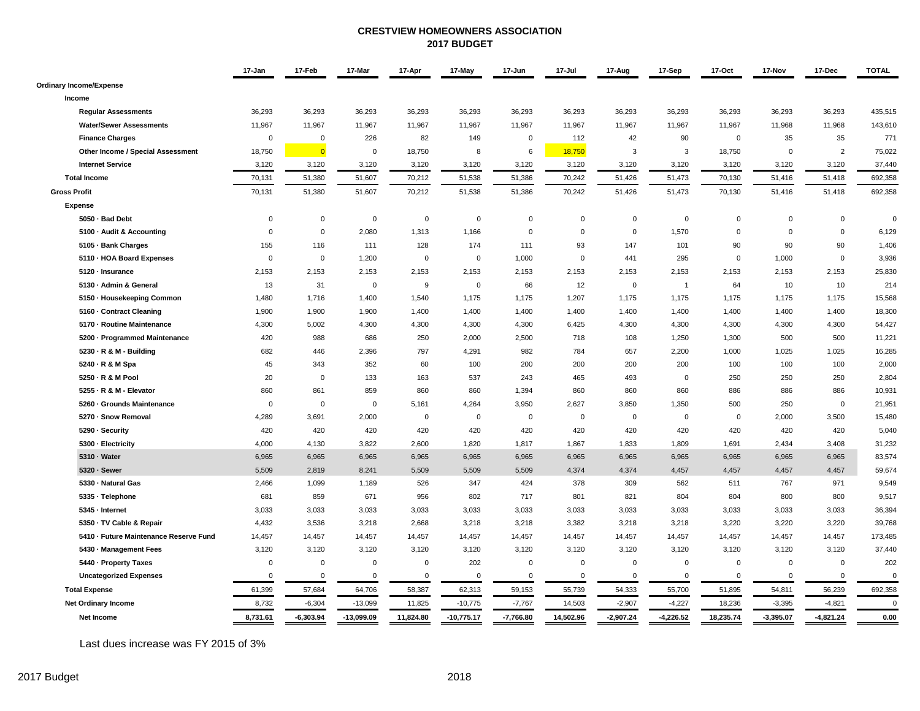# CRESTVIEW HOMEOWNERS ASSOCIATION
## 2017 BUDGET

| | 17-Jan | 17-Feb | 17-Mar | 17-Apr | 17-May | 17-Jun | 17-Jul | 17-Aug | 17-Sep | 17-Oct | 17-Nov | 17-Dec | TOTAL |
|---|---|---|---|---|---|---|---|---|---|---|---|---|---|
| **Ordinary Income/Expense** | | | | | | | | | | | | | |
| **Income** | | | | | | | | | | | | | |
| **Regular Assessments** | 36,293 | 36,293 | 36,293 | 36,293 | 36,293 | 36,293 | 36,293 | 36,293 | 36,293 | 36,293 | 36,293 | 36,293 | 435,515 |
| **Water/Sewer Assessments** | 11,967 | 11,967 | 11,967 | 11,967 | 11,967 | 11,967 | 11,967 | 11,967 | 11,967 | 11,967 | 11,968 | 11,968 | 143,610 |
| **Finance Charges** | 0 | 0 | 226 | 82 | 149 | 0 | 112 | 42 | 90 | 0 | 35 | 35 | 771 |
| **Other Income / Special Assessment** | 18,750 | 0 | 0 | 18,750 | 8 | 6 | 18,750 | 3 | 3 | 18,750 | 0 | 2 | 75,022 |
| **Internet Service** | 3,120 | 3,120 | 3,120 | 3,120 | 3,120 | 3,120 | 3,120 | 3,120 | 3,120 | 3,120 | 3,120 | 3,120 | 37,440 |
| **Total Income** | 70,131 | 51,380 | 51,607 | 70,212 | 51,538 | 51,386 | 70,242 | 51,426 | 51,473 | 70,130 | 51,416 | 51,418 | 692,358 |
| **Gross Profit** | 70,131 | 51,380 | 51,607 | 70,212 | 51,538 | 51,386 | 70,242 | 51,426 | 51,473 | 70,130 | 51,416 | 51,418 | 692,358 |
| **Expense** | | | | | | | | | | | | | |
| **5050 · Bad Debt** | 0 | 0 | 0 | 0 | 0 | 0 | 0 | 0 | 0 | 0 | 0 | 0 | 0 |
| **5100 · Audit & Accounting** | 0 | 0 | 2,080 | 1,313 | 1,166 | 0 | 0 | 0 | 1,570 | 0 | 0 | 0 | 6,129 |
| **5105 · Bank Charges** | 155 | 116 | 111 | 128 | 174 | 111 | 93 | 147 | 101 | 90 | 90 | 90 | 1,406 |
| **5110 · HOA Board Expenses** | 0 | 0 | 1,200 | 0 | 0 | 1,000 | 0 | 441 | 295 | 0 | 1,000 | 0 | 3,936 |
| **5120 · Insurance** | 2,153 | 2,153 | 2,153 | 2,153 | 2,153 | 2,153 | 2,153 | 2,153 | 2,153 | 2,153 | 2,153 | 2,153 | 25,830 |
| **5130 · Admin & General** | 13 | 31 | 0 | 9 | 0 | 66 | 12 | 0 | 1 | 64 | 10 | 10 | 214 |
| **5150 · Housekeeping Common** | 1,480 | 1,716 | 1,400 | 1,540 | 1,175 | 1,175 | 1,207 | 1,175 | 1,175 | 1,175 | 1,175 | 1,175 | 15,568 |
| **5160 · Contract Cleaning** | 1,900 | 1,900 | 1,900 | 1,400 | 1,400 | 1,400 | 1,400 | 1,400 | 1,400 | 1,400 | 1,400 | 1,400 | 18,300 |
| **5170 · Routine Maintenance** | 4,300 | 5,002 | 4,300 | 4,300 | 4,300 | 4,300 | 6,425 | 4,300 | 4,300 | 4,300 | 4,300 | 4,300 | 54,427 |
| **5200 · Programmed Maintenance** | 420 | 988 | 686 | 250 | 2,000 | 2,500 | 718 | 108 | 1,250 | 1,300 | 500 | 500 | 11,221 |
| **5230 · R & M - Building** | 682 | 446 | 2,396 | 797 | 4,291 | 982 | 784 | 657 | 2,200 | 1,000 | 1,025 | 1,025 | 16,285 |
| **5240 · R & M Spa** | 45 | 343 | 352 | 60 | 100 | 200 | 200 | 200 | 200 | 100 | 100 | 100 | 2,000 |
| **5250 · R & M Pool** | 20 | 0 | 133 | 163 | 537 | 243 | 465 | 493 | 0 | 250 | 250 | 250 | 2,804 |
| **5255 · R & M - Elevator** | 860 | 861 | 859 | 860 | 860 | 1,394 | 860 | 860 | 860 | 886 | 886 | 886 | 10,931 |
| **5260 · Grounds Maintenance** | 0 | 0 | 0 | 5,161 | 4,264 | 3,950 | 2,627 | 3,850 | 1,350 | 500 | 250 | 0 | 21,951 |
| **5270 · Snow Removal** | 4,289 | 3,691 | 2,000 | 0 | 0 | 0 | 0 | 0 | 0 | 0 | 2,000 | 3,500 | 15,480 |
| **5290 · Security** | 420 | 420 | 420 | 420 | 420 | 420 | 420 | 420 | 420 | 420 | 420 | 420 | 5,040 |
| **5300 · Electricity** | 4,000 | 4,130 | 3,822 | 2,600 | 1,820 | 1,817 | 1,867 | 1,833 | 1,809 | 1,691 | 2,434 | 3,408 | 31,232 |
| **5310 · Water** | 6,965 | 6,965 | 6,965 | 6,965 | 6,965 | 6,965 | 6,965 | 6,965 | 6,965 | 6,965 | 6,965 | 6,965 | 83,574 |
| **5320 · Sewer** | 5,509 | 2,819 | 8,241 | 5,509 | 5,509 | 5,509 | 4,374 | 4,374 | 4,457 | 4,457 | 4,457 | 4,457 | 59,674 |
| **5330 · Natural Gas** | 2,466 | 1,099 | 1,189 | 526 | 347 | 424 | 378 | 309 | 562 | 511 | 767 | 971 | 9,549 |
| **5335 · Telephone** | 681 | 859 | 671 | 956 | 802 | 717 | 801 | 821 | 804 | 804 | 800 | 800 | 9,517 |
| **5345 · Internet** | 3,033 | 3,033 | 3,033 | 3,033 | 3,033 | 3,033 | 3,033 | 3,033 | 3,033 | 3,033 | 3,033 | 3,033 | 36,394 |
| **5350 · TV Cable & Repair** | 4,432 | 3,536 | 3,218 | 2,668 | 3,218 | 3,218 | 3,382 | 3,218 | 3,218 | 3,220 | 3,220 | 3,220 | 39,768 |
| **5410 · Future Maintenance Reserve Fund** | 14,457 | 14,457 | 14,457 | 14,457 | 14,457 | 14,457 | 14,457 | 14,457 | 14,457 | 14,457 | 14,457 | 14,457 | 173,485 |
| **5430 · Management Fees** | 3,120 | 3,120 | 3,120 | 3,120 | 3,120 | 3,120 | 3,120 | 3,120 | 3,120 | 3,120 | 3,120 | 3,120 | 37,440 |
| **5440 · Property Taxes** | 0 | 0 | 0 | 0 | 202 | 0 | 0 | 0 | 0 | 0 | 0 | 0 | 202 |
| **Uncategorized Expenses** | 0 | 0 | 0 | 0 | 0 | 0 | 0 | 0 | 0 | 0 | 0 | 0 | 0 |
| **Total Expense** | 61,399 | 57,684 | 64,706 | 58,387 | 62,313 | 59,153 | 55,739 | 54,333 | 55,700 | 51,895 | 54,811 | 56,239 | 692,358 |
| **Net Ordinary Income** | 8,732 | -6,304 | -13,099 | 11,825 | -10,775 | -7,767 | 14,503 | -2,907 | -4,227 | 18,236 | -3,395 | -4,821 | 0 |
| **Net Income** | **8,731.61** | **-6,303.94** | **-13,099.09** | **11,824.80** | **-10,775.17** | **-7,766.80** | **14,502.96** | **-2,907.24** | **-4,226.52** | **18,235.74** | **-3,395.07** | **-4,821.24** | **0.00** |

Last dues increase was FY 2015 of 3%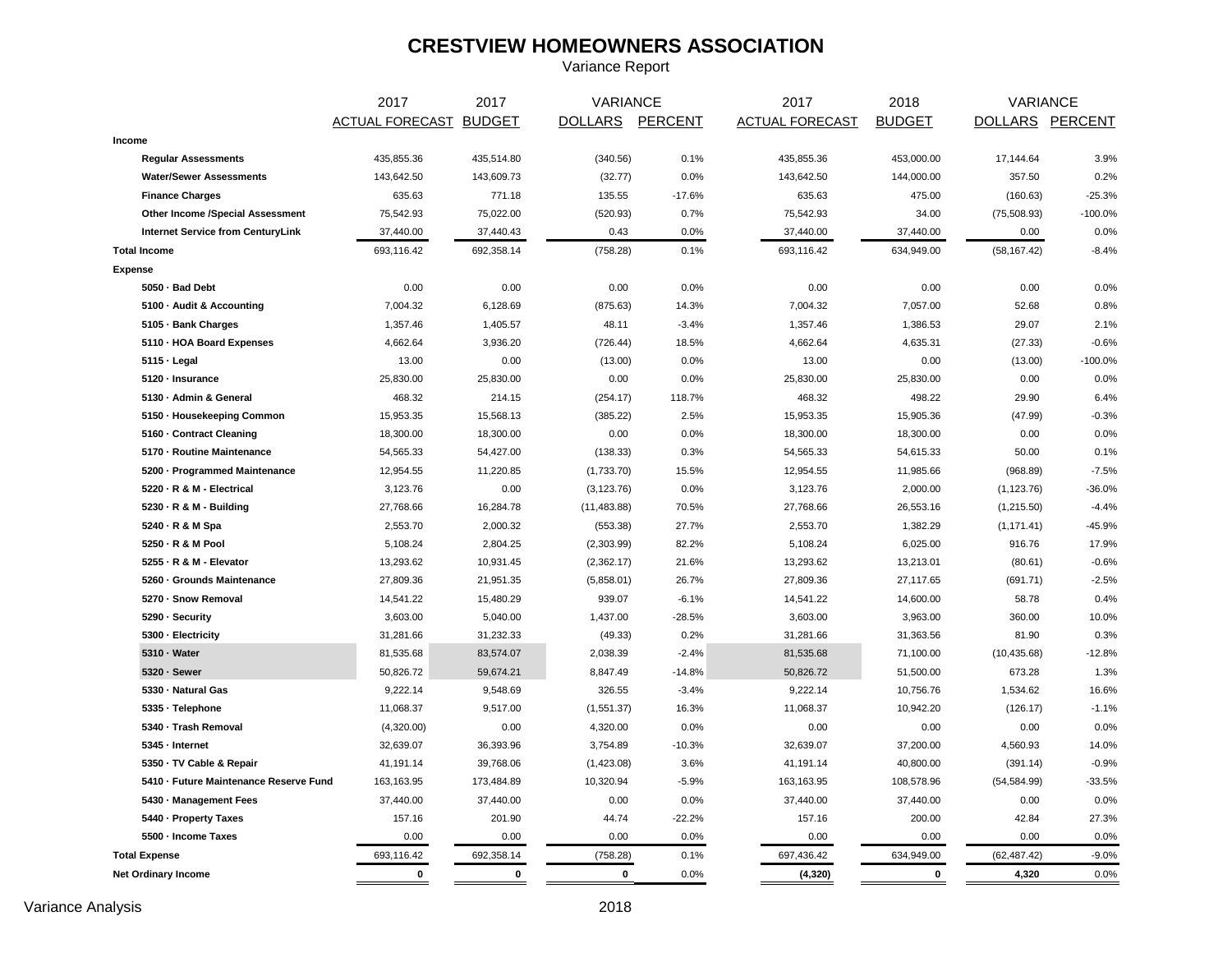# CRESTVIEW HOMEOWNERS ASSOCIATION

Variance Report

| | 2017 ACTUAL FORECAST | 2017 BUDGET | VARIANCE DOLLARS | VARIANCE PERCENT | 2017 ACTUAL FORECAST | 2018 BUDGET | VARIANCE DOLLARS | VARIANCE PERCENT |
|---|---|---|---|---|---|---|---|---|
| **Income** | | | | | | | | |
| **Regular Assessments** | 435,855.36 | 435,514.80 | (340.56) | 0.1% | 435,855.36 | 453,000.00 | 17,144.64 | 3.9% |
| **Water/Sewer Assessments** | 143,642.50 | 143,609.73 | (32.77) | 0.0% | 143,642.50 | 144,000.00 | 357.50 | 0.2% |
| **Finance Charges** | 635.63 | 771.18 | 135.55 | -17.6% | 635.63 | 475.00 | (160.63) | -25.3% |
| **Other Income /Special Assessment** | 75,542.93 | 75,022.00 | (520.93) | 0.7% | 75,542.93 | 34.00 | (75,508.93) | -100.0% |
| **Internet Service from CenturyLink** | 37,440.00 | 37,440.43 | 0.43 | 0.0% | 37,440.00 | 37,440.00 | 0.00 | 0.0% |
| **Total Income** | 693,116.42 | 692,358.14 | (758.28) | 0.1% | 693,116.42 | 634,949.00 | (58,167.42) | -8.4% |
| **Expense** | | | | | | | | |
| **5050 · Bad Debt** | 0.00 | 0.00 | 0.00 | 0.0% | 0.00 | 0.00 | 0.00 | 0.0% |
| **5100 · Audit & Accounting** | 7,004.32 | 6,128.69 | (875.63) | 14.3% | 7,004.32 | 7,057.00 | 52.68 | 0.8% |
| **5105 · Bank Charges** | 1,357.46 | 1,405.57 | 48.11 | -3.4% | 1,357.46 | 1,386.53 | 29.07 | 2.1% |
| **5110 · HOA Board Expenses** | 4,662.64 | 3,936.20 | (726.44) | 18.5% | 4,662.64 | 4,635.31 | (27.33) | -0.6% |
| **5115 · Legal** | 13.00 | 0.00 | (13.00) | 0.0% | 13.00 | 0.00 | (13.00) | -100.0% |
| **5120 · Insurance** | 25,830.00 | 25,830.00 | 0.00 | 0.0% | 25,830.00 | 25,830.00 | 0.00 | 0.0% |
| **5130 · Admin & General** | 468.32 | 214.15 | (254.17) | 118.7% | 468.32 | 498.22 | 29.90 | 6.4% |
| **5150 · Housekeeping Common** | 15,953.35 | 15,568.13 | (385.22) | 2.5% | 15,953.35 | 15,905.36 | (47.99) | -0.3% |
| **5160 · Contract Cleaning** | 18,300.00 | 18,300.00 | 0.00 | 0.0% | 18,300.00 | 18,300.00 | 0.00 | 0.0% |
| **5170 · Routine Maintenance** | 54,565.33 | 54,427.00 | (138.33) | 0.3% | 54,565.33 | 54,615.33 | 50.00 | 0.1% |
| **5200 · Programmed Maintenance** | 12,954.55 | 11,220.85 | (1,733.70) | 15.5% | 12,954.55 | 11,985.66 | (968.89) | -7.5% |
| **5220 · R & M - Electrical** | 3,123.76 | 0.00 | (3,123.76) | 0.0% | 3,123.76 | 2,000.00 | (1,123.76) | -36.0% |
| **5230 · R & M - Building** | 27,768.66 | 16,284.78 | (11,483.88) | 70.5% | 27,768.66 | 26,553.16 | (1,215.50) | -4.4% |
| **5240 · R & M Spa** | 2,553.70 | 2,000.32 | (553.38) | 27.7% | 2,553.70 | 1,382.29 | (1,171.41) | -45.9% |
| **5250 · R & M Pool** | 5,108.24 | 2,804.25 | (2,303.99) | 82.2% | 5,108.24 | 6,025.00 | 916.76 | 17.9% |
| **5255 · R & M - Elevator** | 13,293.62 | 10,931.45 | (2,362.17) | 21.6% | 13,293.62 | 13,213.01 | (80.61) | -0.6% |
| **5260 · Grounds Maintenance** | 27,809.36 | 21,951.35 | (5,858.01) | 26.7% | 27,809.36 | 27,117.65 | (691.71) | -2.5% |
| **5270 · Snow Removal** | 14,541.22 | 15,480.29 | 939.07 | -6.1% | 14,541.22 | 14,600.00 | 58.78 | 0.4% |
| **5290 · Security** | 3,603.00 | 5,040.00 | 1,437.00 | -28.5% | 3,603.00 | 3,963.00 | 360.00 | 10.0% |
| **5300 · Electricity** | 31,281.66 | 31,232.33 | (49.33) | 0.2% | 31,281.66 | 31,363.56 | 81.90 | 0.3% |
| **5310 · Water** | 81,535.68 | 83,574.07 | 2,038.39 | -2.4% | 81,535.68 | 71,100.00 | (10,435.68) | -12.8% |
| **5320 · Sewer** | 50,826.72 | 59,674.21 | 8,847.49 | -14.8% | 50,826.72 | 51,500.00 | 673.28 | 1.3% |
| **5330 · Natural Gas** | 9,222.14 | 9,548.69 | 326.55 | -3.4% | 9,222.14 | 10,756.76 | 1,534.62 | 16.6% |
| **5335 · Telephone** | 11,068.37 | 9,517.00 | (1,551.37) | 16.3% | 11,068.37 | 10,942.20 | (126.17) | -1.1% |
| **5340 · Trash Removal** | (4,320.00) | 0.00 | 4,320.00 | 0.0% | 0.00 | 0.00 | 0.00 | 0.0% |
| **5345 · Internet** | 32,639.07 | 36,393.96 | 3,754.89 | -10.3% | 32,639.07 | 37,200.00 | 4,560.93 | 14.0% |
| **5350 · TV Cable & Repair** | 41,191.14 | 39,768.06 | (1,423.08) | 3.6% | 41,191.14 | 40,800.00 | (391.14) | -0.9% |
| **5410 · Future Maintenance Reserve Fund** | 163,163.95 | 173,484.89 | 10,320.94 | -5.9% | 163,163.95 | 108,578.96 | (54,584.99) | -33.5% |
| **5430 · Management Fees** | 37,440.00 | 37,440.00 | 0.00 | 0.0% | 37,440.00 | 37,440.00 | 0.00 | 0.0% |
| **5440 · Property Taxes** | 157.16 | 201.90 | 44.74 | -22.2% | 157.16 | 200.00 | 42.84 | 27.3% |
| **5500 · Income Taxes** | 0.00 | 0.00 | 0.00 | 0.0% | 0.00 | 0.00 | 0.00 | 0.0% |
| **Total Expense** | 693,116.42 | 692,358.14 | (758.28) | 0.1% | 697,436.42 | 634,949.00 | (62,487.42) | -9.0% |
| **Net Ordinary Income** | **0** | **0** | **0** | 0.0% | **(4,320)** | **0** | **4,320** | 0.0% |

Variance Analysis 2018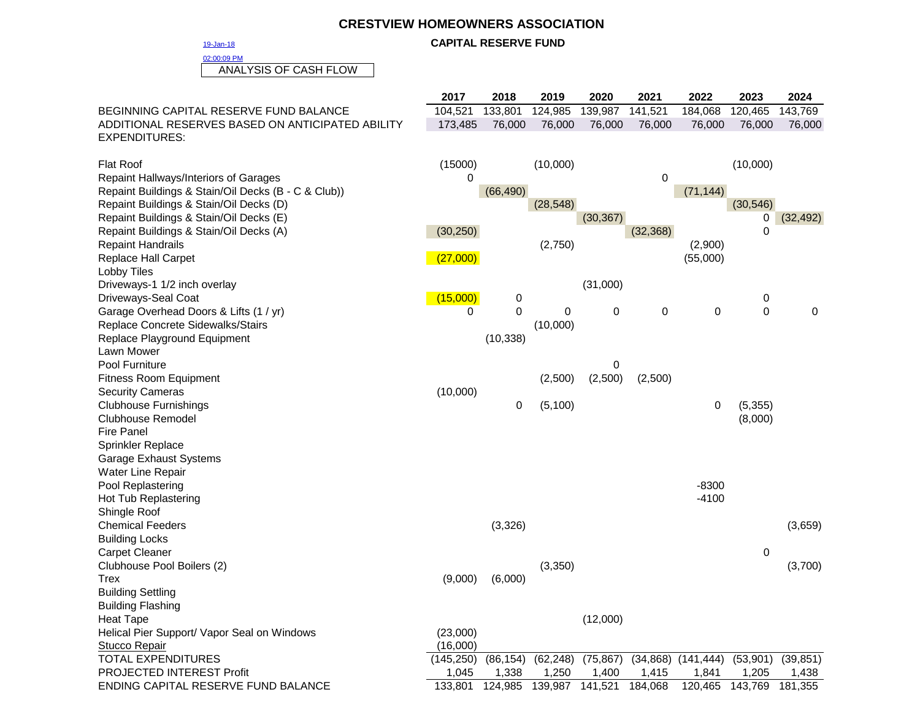# CRESTVIEW HOMEOWNERS ASSOCIATION

19-Jan-18

02:00:09 PM

## CAPITAL RESERVE FUND

ANALYSIS OF CASH FLOW

| | 2017 | 2018 | 2019 | 2020 | 2021 | 2022 | 2023 | 2024 |
|---|---|---|---|---|---|---|---|---|
| BEGINNING CAPITAL RESERVE FUND BALANCE | 104,521 | 133,801 | 124,985 | 139,987 | 141,521 | 184,068 | 120,465 | 143,769 |
| ADDITIONAL RESERVES BASED ON ANTICIPATED ABILITY | 173,485 | 76,000 | 76,000 | 76,000 | 76,000 | 76,000 | 76,000 | 76,000 |
| EXPENDITURES: | | | | | | | | |
| Flat Roof | (15000) | | (10,000) | | | | (10,000) | |
| Repaint Hallways/Interiors of Garages | 0 | | | | 0 | | | |
| Repaint Buildings & Stain/Oil Decks (B - C & Club)) | | (66,490) | | | | (71,144) | | |
| Repaint Buildings & Stain/Oil Decks (D) | | | (28,548) | | | | (30,546) | |
| Repaint Buildings & Stain/Oil Decks (E) | | | | (30,367) | | | 0 | (32,492) |
| Repaint Buildings & Stain/Oil Decks (A) | (30,250) | | | | (32,368) | | 0 | |
| Repaint Handrails | | | (2,750) | | | (2,900) | | |
| Replace Hall Carpet | (27,000) | | | | | (55,000) | | |
| Lobby Tiles | | | | | | | | |
| Driveways-1 1/2 inch overlay | | | | (31,000) | | | | |
| Driveways-Seal Coat | (15,000) | 0 | | | | | 0 | |
| Garage Overhead Doors & Lifts (1 / yr) | 0 | 0 | 0 | 0 | 0 | 0 | 0 | 0 |
| Replace Concrete Sidewalks/Stairs | | | (10,000) | | | | | |
| Replace Playground Equipment | | (10,338) | | | | | | |
| Lawn Mower | | | | | | | | |
| Pool Furniture | | | | 0 | | | | |
| Fitness Room Equipment | | | (2,500) | (2,500) | (2,500) | | | |
| Security Cameras | (10,000) | | | | | | | |
| Clubhouse Furnishings | | 0 | (5,100) | | | 0 | (5,355) | |
| Clubhouse Remodel | | | | | | | (8,000) | |
| Fire Panel | | | | | | | | |
| Sprinkler Replace | | | | | | | | |
| Garage Exhaust Systems | | | | | | | | |
| Water Line Repair | | | | | | | | |
| Pool Replastering | | | | | | -8300 | | |
| Hot Tub Replastering | | | | | | -4100 | | |
| Shingle Roof | | | | | | | | |
| Chemical Feeders | | (3,326) | | | | | | (3,659) |
| Building Locks | | | | | | | | |
| Carpet Cleaner | | | | | | | 0 | |
| Clubhouse Pool Boilers (2) | | | (3,350) | | | | | (3,700) |
| Trex | (9,000) | (6,000) | | | | | | |
| Building Settling | | | | | | | | |
| Building Flashing | | | | | | | | |
| Heat Tape | | | | (12,000) | | | | |
| Helical Pier Support/ Vapor Seal on Windows | (23,000) | | | | | | | |
| Stucco Repair | (16,000) | | | | | | | |
| TOTAL EXPENDITURES | (145,250) | (86,154) | (62,248) | (75,867) | (34,868) | (141,444) | (53,901) | (39,851) |
| PROJECTED INTEREST Profit | 1,045 | 1,338 | 1,250 | 1,400 | 1,415 | 1,841 | 1,205 | 1,438 |
| ENDING CAPITAL RESERVE FUND BALANCE | 133,801 | 124,985 | 139,987 | 141,521 | 184,068 | 120,465 | 143,769 | 181,355 |